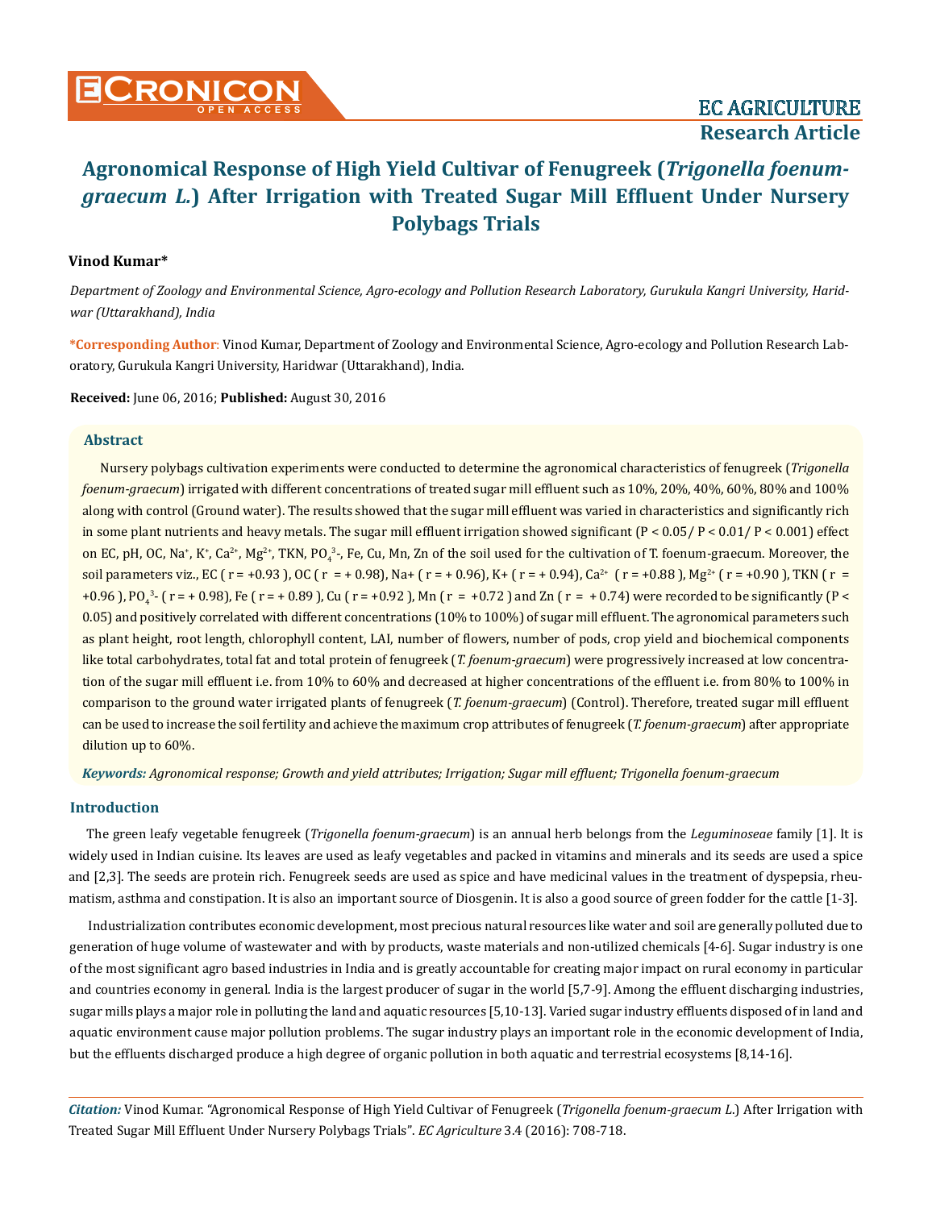# Agronomical Response of High Yield Cultivar of Fenugreek (*Trigonella foenum-graecum L.*) After Irrigation with Treated Sugar Mill Effluent Under Nursery Polybags Trials

**Vinod Kumar***

*Department of Zoology and Environmental Science, Agro-ecology and Pollution Research Laboratory, Gurukula Kangri University, Haridwar (Uttarakhand), India*

**\*Corresponding Author:** Vinod Kumar, Department of Zoology and Environmental Science, Agro-ecology and Pollution Research Laboratory, Gurukula Kangri University, Haridwar (Uttarakhand), India.

**Received:** June 06, 2016; **Published:** August 30, 2016

## Abstract

Nursery polybags cultivation experiments were conducted to determine the agronomical characteristics of fenugreek (*Trigonella foenum-graecum*) irrigated with different concentrations of treated sugar mill effluent such as 10%, 20%, 40%, 60%, 80% and 100% along with control (Ground water). The results showed that the sugar mill effluent was varied in characteristics and significantly rich in some plant nutrients and heavy metals. The sugar mill effluent irrigation showed significant ($P < 0.05$/ $P < 0.01$/ $P < 0.001$) effect on EC, pH, OC, $Na^+$, $K^+$, $Ca^{2+}$, $Mg^{2+}$, TKN, $PO_4^{3-}$, Fe, Cu, Mn, Zn of the soil used for the cultivation of T. foenum-graecum. Moreover, the soil parameters viz., EC ( $r = +0.93$ ), OC ( $r = +0.98$), Na+ ( $r = +0.96$), K+ ( $r = +0.94$), $Ca^{2+}$ ( $r = +0.88$ ), $Mg^{2+}$ ( $r = +0.90$ ), TKN ( $r = +0.96$ ), $PO_4^{3-}$ ( $r = +0.98$), Fe ( $r = +0.89$ ), Cu ( $r = +0.92$ ), Mn ( $r = +0.72$ ) and Zn ( $r = +0.74$) were recorded to be significantly ($P < 0.05$) and positively correlated with different concentrations (10% to 100%) of sugar mill effluent. The agronomical parameters such as plant height, root length, chlorophyll content, LAI, number of flowers, number of pods, crop yield and biochemical components like total carbohydrates, total fat and total protein of fenugreek (*T. foenum-graecum*) were progressively increased at low concentration of the sugar mill effluent i.e. from 10% to 60% and decreased at higher concentrations of the effluent i.e. from 80% to 100% in comparison to the ground water irrigated plants of fenugreek (*T. foenum-graecum*) (Control). Therefore, treated sugar mill effluent can be used to increase the soil fertility and achieve the maximum crop attributes of fenugreek (*T. foenum-graecum*) after appropriate dilution up to 60%.

***Keywords:** Agronomical response; Growth and yield attributes; Irrigation; Sugar mill effluent; Trigonella foenum-graecum*

## Introduction

The green leafy vegetable fenugreek (*Trigonella foenum-graecum*) is an annual herb belongs from the *Leguminoseae* family [1]. It is widely used in Indian cuisine. Its leaves are used as leafy vegetables and packed in vitamins and minerals and its seeds are used a spice and [2,3]. The seeds are protein rich. Fenugreek seeds are used as spice and have medicinal values in the treatment of dyspepsia, rheumatism, asthma and constipation. It is also an important source of Diosgenin. It is also a good source of green fodder for the cattle [1-3].

Industrialization contributes economic development, most precious natural resources like water and soil are generally polluted due to generation of huge volume of wastewater and with by products, waste materials and non-utilized chemicals [4-6]. Sugar industry is one of the most significant agro based industries in India and is greatly accountable for creating major impact on rural economy in particular and countries economy in general. India is the largest producer of sugar in the world [5,7-9]. Among the effluent discharging industries, sugar mills plays a major role in polluting the land and aquatic resources [5,10-13]. Varied sugar industry effluents disposed of in land and aquatic environment cause major pollution problems. The sugar industry plays an important role in the economic development of India, but the effluents discharged produce a high degree of organic pollution in both aquatic and terrestrial ecosystems [8,14-16].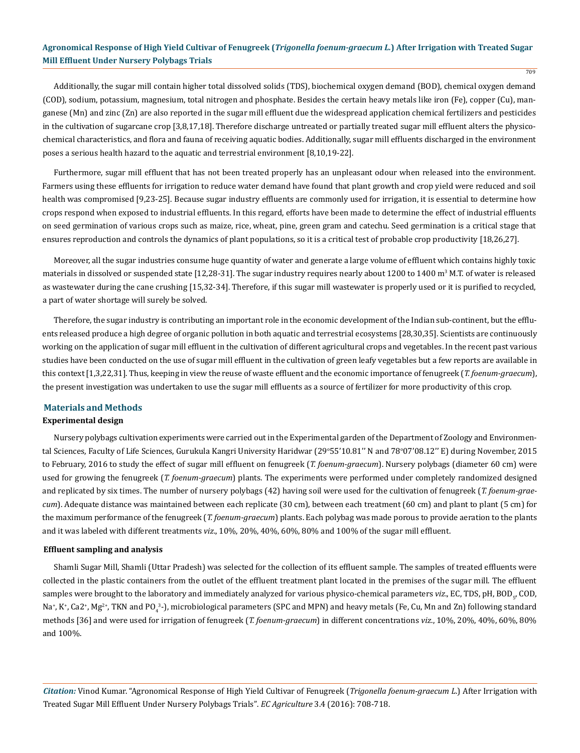Additionally, the sugar mill contain higher total dissolved solids (TDS), biochemical oxygen demand (BOD), chemical oxygen demand (COD), sodium, potassium, magnesium, total nitrogen and phosphate. Besides the certain heavy metals like iron (Fe), copper (Cu), manganese (Mn) and zinc (Zn) are also reported in the sugar mill effluent due the widespread application chemical fertilizers and pesticides in the cultivation of sugarcane crop [3,8,17,18]. Therefore discharge untreated or partially treated sugar mill effluent alters the physico-chemical characteristics, and flora and fauna of receiving aquatic bodies. Additionally, sugar mill effluents discharged in the environment poses a serious health hazard to the aquatic and terrestrial environment [8,10,19-22].

Furthermore, sugar mill effluent that has not been treated properly has an unpleasant odour when released into the environment. Farmers using these effluents for irrigation to reduce water demand have found that plant growth and crop yield were reduced and soil health was compromised [9,23-25]. Because sugar industry effluents are commonly used for irrigation, it is essential to determine how crops respond when exposed to industrial effluents. In this regard, efforts have been made to determine the effect of industrial effluents on seed germination of various crops such as maize, rice, wheat, pine, green gram and catechu. Seed germination is a critical stage that ensures reproduction and controls the dynamics of plant populations, so it is a critical test of probable crop productivity [18,26,27].

Moreover, all the sugar industries consume huge quantity of water and generate a large volume of effluent which contains highly toxic materials in dissolved or suspended state [12,28-31]. The sugar industry requires nearly about 1200 to 1400 $m^3$ M.T. of water is released as wastewater during the cane crushing [15,32-34]. Therefore, if this sugar mill wastewater is properly used or it is purified to recycled, a part of water shortage will surely be solved.

Therefore, the sugar industry is contributing an important role in the economic development of the Indian sub-continent, but the effluents released produce a high degree of organic pollution in both aquatic and terrestrial ecosystems [28,30,35]. Scientists are continuously working on the application of sugar mill effluent in the cultivation of different agricultural crops and vegetables. In the recent past various studies have been conducted on the use of sugar mill effluent in the cultivation of green leafy vegetables but a few reports are available in this context [1,3,22,31]. Thus, keeping in view the reuse of waste effluent and the economic importance of fenugreek (*T. foenum-graecum*), the present investigation was undertaken to use the sugar mill effluents as a source of fertilizer for more productivity of this crop.

## Materials and Methods

### Experimental design

Nursery polybags cultivation experiments were carried out in the Experimental garden of the Department of Zoology and Environmental Sciences, Faculty of Life Sciences, Gurukula Kangri University Haridwar (29°55'10.81'' N and 78°07'08.12'' E) during November, 2015 to February, 2016 to study the effect of sugar mill effluent on fenugreek (*T. foenum-graecum*). Nursery polybags (diameter 60 cm) were used for growing the fenugreek (*T. foenum-graecum*) plants. The experiments were performed under completely randomized designed and replicated by six times. The number of nursery polybags (42) having soil were used for the cultivation of fenugreek (*T. foenum-graecum*). Adequate distance was maintained between each replicate (30 cm), between each treatment (60 cm) and plant to plant (5 cm) for the maximum performance of the fenugreek (*T. foenum-graecum*) plants. Each polybag was made porous to provide aeration to the plants and it was labeled with different treatments *viz*., 10%, 20%, 40%, 60%, 80% and 100% of the sugar mill effluent.

### Effluent sampling and analysis

Shamli Sugar Mill, Shamli (Uttar Pradesh) was selected for the collection of its effluent sample. The samples of treated effluents were collected in the plastic containers from the outlet of the effluent treatment plant located in the premises of the sugar mill. The effluent samples were brought to the laboratory and immediately analyzed for various physico-chemical parameters *viz*., EC, TDS, pH, $BOD_5$, COD, $Na^+$, $K^+$, $Ca^{2+}$, $Mg^{2+}$, TKN and $PO_4^{3-}$), microbiological parameters (SPC and MPN) and heavy metals (Fe, Cu, Mn and Zn) following standard methods [36] and were used for irrigation of fenugreek (*T. foenum-graecum*) in different concentrations *viz*., 10%, 20%, 40%, 60%, 80% and 100%.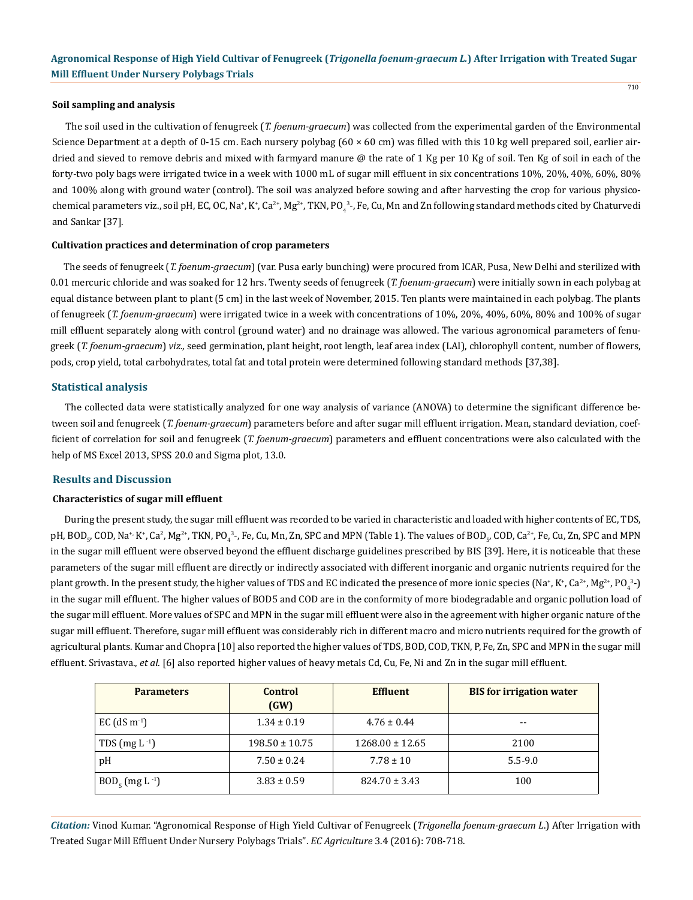#### Soil sampling and analysis

The soil used in the cultivation of fenugreek (*T. foenum-graecum*) was collected from the experimental garden of the Environmental Science Department at a depth of 0-15 cm. Each nursery polybag (60 × 60 cm) was filled with this 10 kg well prepared soil, earlier air-dried and sieved to remove debris and mixed with farmyard manure @ the rate of 1 Kg per 10 Kg of soil. Ten Kg of soil in each of the forty-two poly bags were irrigated twice in a week with 1000 mL of sugar mill effluent in six concentrations 10%, 20%, 40%, 60%, 80% and 100% along with ground water (control). The soil was analyzed before sowing and after harvesting the crop for various physico-chemical parameters viz., soil pH, EC, OC, $Na^+$, $K^+$, $Ca^{2+}$, $Mg^{2+}$, TKN, $PO_4^{3-}$, Fe, Cu, Mn and Zn following standard methods cited by Chaturvedi and Sankar [37].

#### Cultivation practices and determination of crop parameters

The seeds of fenugreek (*T. foenum-graecum*) (var. Pusa early bunching) were procured from ICAR, Pusa, New Delhi and sterilized with 0.01 mercuric chloride and was soaked for 12 hrs. Twenty seeds of fenugreek (*T. foenum-graecum*) were initially sown in each polybag at equal distance between plant to plant (5 cm) in the last week of November, 2015. Ten plants were maintained in each polybag. The plants of fenugreek (*T. foenum-graecum*) were irrigated twice in a week with concentrations of 10%, 20%, 40%, 60%, 80% and 100% of sugar mill effluent separately along with control (ground water) and no drainage was allowed. The various agronomical parameters of fenugreek (*T. foenum-graecum*) *viz.,* seed germination, plant height, root length, leaf area index (LAI), chlorophyll content, number of flowers, pods, crop yield, total carbohydrates, total fat and total protein were determined following standard methods [37,38].

### Statistical analysis

The collected data were statistically analyzed for one way analysis of variance (ANOVA) to determine the significant difference between soil and fenugreek (*T. foenum-graecum*) parameters before and after sugar mill effluent irrigation. Mean, standard deviation, coefficient of correlation for soil and fenugreek (*T. foenum-graecum*) parameters and effluent concentrations were also calculated with the help of MS Excel 2013, SPSS 20.0 and Sigma plot, 13.0.

### Results and Discussion

#### Characteristics of sugar mill effluent

During the present study, the sugar mill effluent was recorded to be varied in characteristic and loaded with higher contents of EC, TDS, pH, $BOD_5$, COD, $Na^+$, $K^+$, $Ca^2$, $Mg^{2+}$, TKN, $PO_4^{3-}$, Fe, Cu, Mn, Zn, SPC and MPN (Table 1). The values of $BOD_5$, COD, $Ca^{2+}$, Fe, Cu, Zn, SPC and MPN in the sugar mill effluent were observed beyond the effluent discharge guidelines prescribed by BIS [39]. Here, it is noticeable that these parameters of the sugar mill effluent are directly or indirectly associated with different inorganic and organic nutrients required for the plant growth. In the present study, the higher values of TDS and EC indicated the presence of more ionic species ($Na^+$, $K^+$, $Ca^{2+}$, $Mg^{2+}$, $PO_4^{3-}$) in the sugar mill effluent. The higher values of BOD5 and COD are in the conformity of more biodegradable and organic pollution load of the sugar mill effluent. More values of SPC and MPN in the sugar mill effluent were also in the agreement with higher organic nature of the sugar mill effluent. Therefore, sugar mill effluent was considerably rich in different macro and micro nutrients required for the growth of agricultural plants. Kumar and Chopra [10] also reported the higher values of TDS, BOD, COD, TKN, P, Fe, Zn, SPC and MPN in the sugar mill effluent. Srivastava., *et al.* [6] also reported higher values of heavy metals Cd, Cu, Fe, Ni and Zn in the sugar mill effluent.

| Parameters | Control (GW) | Effluent | BIS for irrigation water |
|---|---|---|---|
| EC (dS $m^{-1}$) | 1.34 ± 0.19 | 4.76 ± 0.44 | -- |
| TDS (mg $L^{-1}$) | 198.50 ± 10.75 | 1268.00 ± 12.65 | 2100 |
| pH | 7.50 ± 0.24 | 7.78 ± 10 | 5.5-9.0 |
| $BOD_5$ (mg $L^{-1}$) | 3.83 ± 0.59 | 824.70 ± 3.43 | 100 |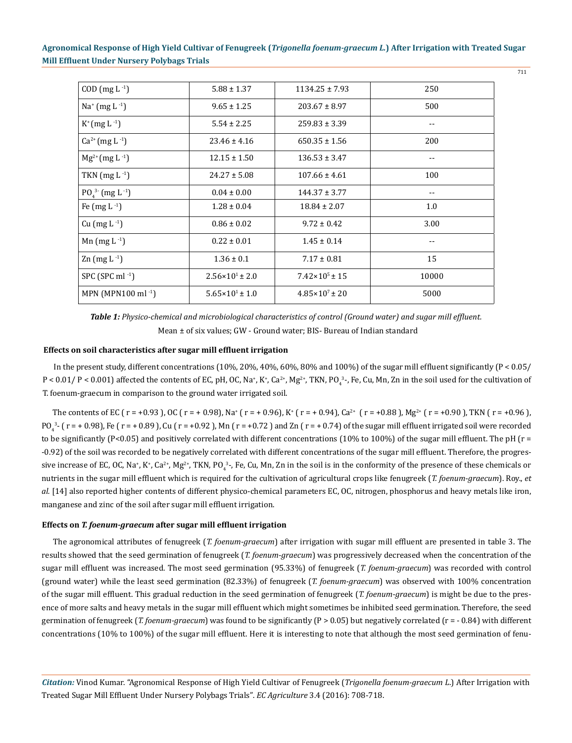| COD (mg $L^{-1}$) | 5.88 ± 1.37 | 1134.25 ± 7.93 | 250 |
|---|---|---|---|
| $Na^+$ (mg $L^{-1}$) | 9.65 ± 1.25 | 203.67 ± 8.97 | 500 |
| $K^+$ (mg $L^{-1}$) | 5.54 ± 2.25 | 259.83 ± 3.39 | -- |
| $Ca^{2+}$ (mg $L^{-1}$) | 23.46 ± 4.16 | 650.35 ± 1.56 | 200 |
| $Mg^{2+}$ (mg $L^{-1}$) | 12.15 ± 1.50 | 136.53 ± 3.47 | -- |
| TKN (mg $L^{-1}$) | 24.27 ± 5.08 | 107.66 ± 4.61 | 100 |
| $PO_4^{3-}$ (mg $L^{-1}$) | 0.04 ± 0.00 | 144.37 ± 3.77 | -- |
| Fe (mg $L^{-1}$) | 1.28 ± 0.04 | 18.84 ± 2.07 | 1.0 |
| Cu (mg $L^{-1}$) | 0.86 ± 0.02 | 9.72 ± 0.42 | 3.00 |
| Mn (mg $L^{-1}$) | 0.22 ± 0.01 | 1.45 ± 0.14 | -- |
| Zn (mg $L^{-1}$) | 1.36 ± 0.1 | 7.17 ± 0.81 | 15 |
| SPC (SPC $ml^{-1}$) | $2.56×10^1$ ± 2.0 | $7.42×10^5$ ± 15 | 10000 |
| MPN (MPN100 $ml^{-1}$) | $5.65×10^1$ ± 1.0 | $4.85×10^7$ ± 20 | 5000 |

***Table 1:** Physico-chemical and microbiological characteristics of control (Ground water) and sugar mill effluent.*

Mean ± of six values; GW - Ground water; BIS- Bureau of Indian standard

### Effects on soil characteristics after sugar mill effluent irrigation

In the present study, different concentrations (10%, 20%, 40%, 60%, 80% and 100%) of the sugar mill effluent significantly ($P < 0.05$/ $P < 0.01$/ $P < 0.001$) affected the contents of EC, pH, OC, $Na^+$, $K^+$, $Ca^{2+}$, $Mg^{2+}$, TKN, $PO_4^{3-}$, Fe, Cu, Mn, Zn in the soil used for the cultivation of T. foenum-graecum in comparison to the ground water irrigated soil.

The contents of EC ( $r = +0.93$ ), OC ( $r = + 0.98$), $Na^+$ ( $r = + 0.96$), $K^+$ ( $r = + 0.94$), $Ca^{2+}$ ( $r = +0.88$ ), $Mg^{2+}$ ( $r = +0.90$ ), TKN ( $r = +0.96$ ), $PO_4^{3-}$ ( $r = + 0.98$), Fe ( $r = + 0.89$ ), Cu ( $r = +0.92$ ), Mn ( $r = +0.72$ ) and Zn ( $r = + 0.74$) of the sugar mill effluent irrigated soil were recorded to be significantly ($P<0.05$) and positively correlated with different concentrations (10% to 100%) of the sugar mill effluent. The pH ($r = -0.92$) of the soil was recorded to be negatively correlated with different concentrations of the sugar mill effluent. Therefore, the progressive increase of EC, OC, $Na^+$, $K^+$, $Ca^{2+}$, $Mg^{2+}$, TKN, $PO_4^{3-}$, Fe, Cu, Mn, Zn in the soil is in the conformity of the presence of these chemicals or nutrients in the sugar mill effluent which is required for the cultivation of agricultural crops like fenugreek (*T. foenum-graecum*). Roy., *et al.* [14] also reported higher contents of different physico-chemical parameters EC, OC, nitrogen, phosphorus and heavy metals like iron, manganese and zinc of the soil after sugar mill effluent irrigation.

### Effects on *T. foenum-graecum* after sugar mill effluent irrigation

The agronomical attributes of fenugreek (*T. foenum-graecum*) after irrigation with sugar mill effluent are presented in table 3. The results showed that the seed germination of fenugreek (*T. foenum-graecum*) was progressively decreased when the concentration of the sugar mill effluent was increased. The most seed germination (95.33%) of fenugreek (*T. foenum-graecum*) was recorded with control (ground water) while the least seed germination (82.33%) of fenugreek (*T. foenum-graecum*) was observed with 100% concentration of the sugar mill effluent. This gradual reduction in the seed germination of fenugreek (*T. foenum-graecum*) is might be due to the presence of more salts and heavy metals in the sugar mill effluent which might sometimes be inhibited seed germination. Therefore, the seed germination of fenugreek (*T. foenum-graecum*) was found to be significantly ($P > 0.05$) but negatively correlated ($r = - 0.84$) with different concentrations (10% to 100%) of the sugar mill effluent. Here it is interesting to note that although the most seed germination of fenu-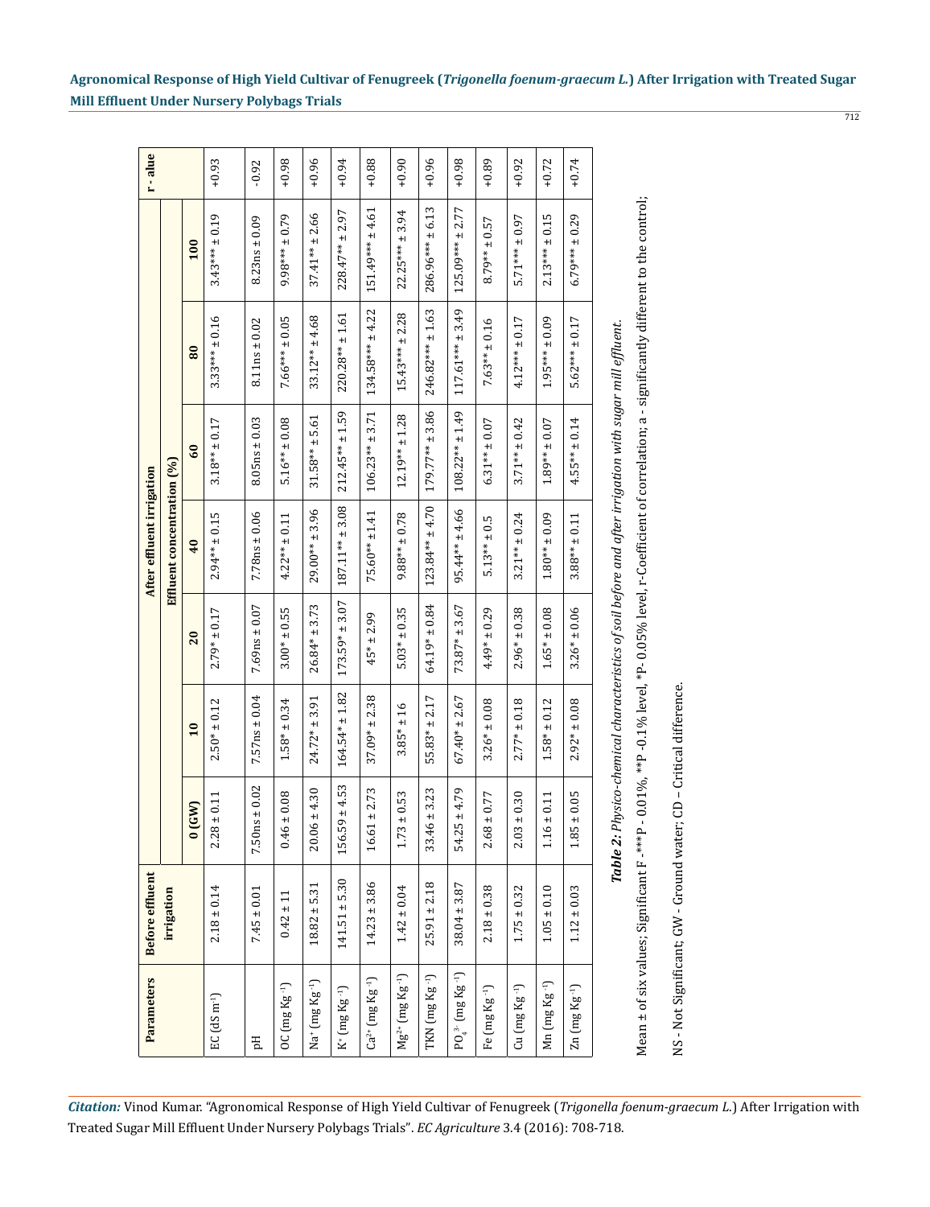| Parameters | Before effluent irrigation | After effluent irrigation | | | | | | | r - alue |
|---|---|---|---|---|---|---|---|---|---|
| | | Effluent concentration (%) | | | | | | | |
| | | 0 (GW) | 10 | 20 | 40 | 60 | 80 | 100 | |
| EC (dS m$^{-1}$) | 2.18 ± 0.14 | 2.28 ± 0.11 | 2.50* ± 0.12 | 2.79* ± 0.17 | 2.94** ± 0.15 | 3.18** ± 0.17 | 3.33*** ± 0.16 | 3.43*** ± 0.19 | +0.93 |
| pH | 7.45 ± 0.01 | 7.50ns ± 0.02 | 7.57ns ± 0.04 | 7.69ns ± 0.07 | 7.78ns ± 0.06 | 8.05ns ± 0.03 | 8.11ns ± 0.02 | 8.23ns ± 0.09 | -0.92 |
| OC (mg Kg$^{-1}$) | 0.42 ± 11 | 0.46 ± 0.08 | 1.58* ± 0.34 | 3.00* ± 0.55 | 4.22** ± 0.11 | 5.16** ± 0.08 | 7.66*** ± 0.05 | 9.98*** ± 0.79 | +0.98 |
| $Na^+$ (mg Kg$^{-1}$) | 18.82 ± 5.31 | 20.06 ± 4.30 | 24.72* ± 3.91 | 26.84* ± 3.73 | 29.00** ± 3.96 | 31.58** ± 5.61 | 33.12** ± 4.68 | 37.41** ± 2.66 | +0.96 |
| $K^+$ (mg Kg$^{-1}$) | 141.51 ± 5.30 | 156.59 ± 4.53 | 164.54* ± 1.82 | 173.59* ± 3.07 | 187.11** ± 3.08 | 212.45** ± 1.59 | 220.28** ± 1.61 | 228.47** ± 2.97 | +0.94 |
| $Ca^{2+}$ (mg Kg$^{-1}$) | 14.23 ± 3.86 | 16.61 ± 2.73 | 37.09* ± 2.38 | 45* ± 2.99 | 75.60** ± 1.41 | 106.23** ± 3.71 | 134.58*** ± 4.22 | 151.49*** ± 4.61 | +0.88 |
| $Mg^{2+}$ (mg Kg$^{-1}$) | 1.42 ± 0.04 | 1.73 ± 0.53 | 3.85* ± 16 | 5.03* ± 0.35 | 9.88** ± 0.78 | 12.19** ± 1.28 | 15.43*** ± 2.28 | 22.25*** ± 3.94 | +0.90 |
| TKN (mg Kg$^{-1}$) | 25.91 ± 2.18 | 33.46 ± 3.23 | 55.83* ± 2.17 | 64.19* ± 0.84 | 123.84** ± 4.70 | 179.77** ± 3.86 | 246.82*** ± 1.63 | 286.96*** ± 6.13 | +0.96 |
| $PO_4^{3-}$ (mg Kg$^{-1}$) | 38.04 ± 3.87 | 54.25 ± 4.79 | 67.40* ± 2.67 | 73.87* ± 3.67 | 95.44** ± 4.66 | 108.22** ± 1.49 | 117.61*** ± 3.49 | 125.09*** ± 2.77 | +0.98 |
| Fe (mg Kg$^{-1}$) | 2.18 ± 0.38 | 2.68 ± 0.77 | 3.26* ± 0.08 | 4.49* ± 0.29 | 5.13** ± 0.5 | 6.31** ± 0.07 | 7.63** ± 0.16 | 8.79** ± 0.57 | +0.89 |
| Cu (mg Kg$^{-1}$) | 1.75 ± 0.32 | 2.03 ± 0.30 | 2.77* ± 0.18 | 2.96* ± 0.38 | 3.21** ± 0.24 | 3.71** ± 0.42 | 4.12*** ± 0.17 | 5.71*** ± 0.97 | +0.92 |
| Mn (mg Kg$^{-1}$) | 1.05 ± 0.10 | 1.16 ± 0.11 | 1.58* ± 0.12 | 1.65* ± 0.08 | 1.80** ± 0.09 | 1.89** ± 0.07 | 1.95*** ± 0.09 | 2.13*** ± 0.15 | +0.72 |
| Zn (mg Kg$^{-1}$) | 1.12 ± 0.03 | 1.85 ± 0.05 | 2.92* ± 0.08 | 3.26* ± 0.06 | 3.88** ± 0.11 | 4.55** ± 0.14 | 5.62*** ± 0.17 | 6.79*** ± 0.29 | +0.74 |

***Table 2:** Physico-chemical characteristics of soil before and after irrigation with sugar mill effluent.*

Mean ± of six values; Significant F -***P - 0.01%, **P -0.1% level, *P- 0.05% level, r-Coefficient of correlation; a - significantly different to the control;

NS - Not Significant; GW - Ground water; CD – Critical difference.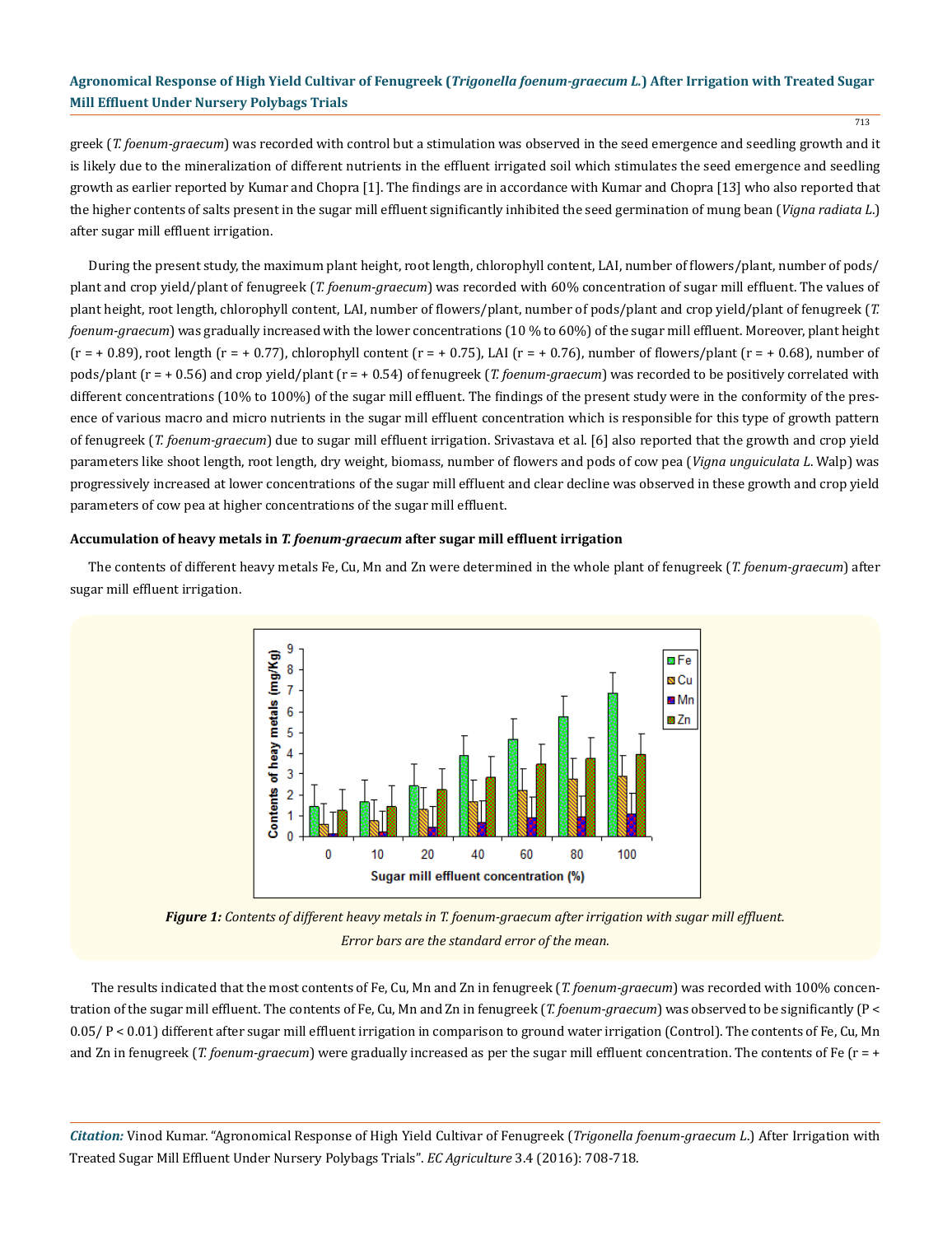greek (*T. foenum-graecum*) was recorded with control but a stimulation was observed in the seed emergence and seedling growth and it is likely due to the mineralization of different nutrients in the effluent irrigated soil which stimulates the seed emergence and seedling growth as earlier reported by Kumar and Chopra [1]. The findings are in accordance with Kumar and Chopra [13] who also reported that the higher contents of salts present in the sugar mill effluent significantly inhibited the seed germination of mung bean (*Vigna radiata L.*) after sugar mill effluent irrigation.

During the present study, the maximum plant height, root length, chlorophyll content, LAI, number of flowers/plant, number of pods/plant and crop yield/plant of fenugreek (*T. foenum-graecum*) was recorded with 60% concentration of sugar mill effluent. The values of plant height, root length, chlorophyll content, LAI, number of flowers/plant, number of pods/plant and crop yield/plant of fenugreek (*T. foenum-graecum*) was gradually increased with the lower concentrations (10 % to 60%) of the sugar mill effluent. Moreover, plant height (r = + 0.89), root length (r = + 0.77), chlorophyll content (r = + 0.75), LAI (r = + 0.76), number of flowers/plant (r = + 0.68), number of pods/plant (r = + 0.56) and crop yield/plant (r = + 0.54) of fenugreek (*T. foenum-graecum*) was recorded to be positively correlated with different concentrations (10% to 100%) of the sugar mill effluent. The findings of the present study were in the conformity of the presence of various macro and micro nutrients in the sugar mill effluent concentration which is responsible for this type of growth pattern of fenugreek (*T. foenum-graecum*) due to sugar mill effluent irrigation. Srivastava et al. [6] also reported that the growth and crop yield parameters like shoot length, root length, dry weight, biomass, number of flowers and pods of cow pea (*Vigna unguiculata L*. Walp) was progressively increased at lower concentrations of the sugar mill effluent and clear decline was observed in these growth and crop yield parameters of cow pea at higher concentrations of the sugar mill effluent.

### Accumulation of heavy metals in *T. foenum-graecum* after sugar mill effluent irrigation

The contents of different heavy metals Fe, Cu, Mn and Zn were determined in the whole plant of fenugreek (*T. foenum-graecum*) after sugar mill effluent irrigation.

***Figure 1:*** *Contents of different heavy metals in T. foenum-graecum after irrigation with sugar mill effluent. Error bars are the standard error of the mean.*

The results indicated that the most contents of Fe, Cu, Mn and Zn in fenugreek (*T. foenum-graecum*) was recorded with 100% concentration of the sugar mill effluent. The contents of Fe, Cu, Mn and Zn in fenugreek (*T. foenum-graecum*) was observed to be significantly ($P < 0.05$/ $P < 0.01$) different after sugar mill effluent irrigation in comparison to ground water irrigation (Control). The contents of Fe, Cu, Mn and Zn in fenugreek (*T. foenum-graecum*) were gradually increased as per the sugar mill effluent concentration. The contents of Fe (r = +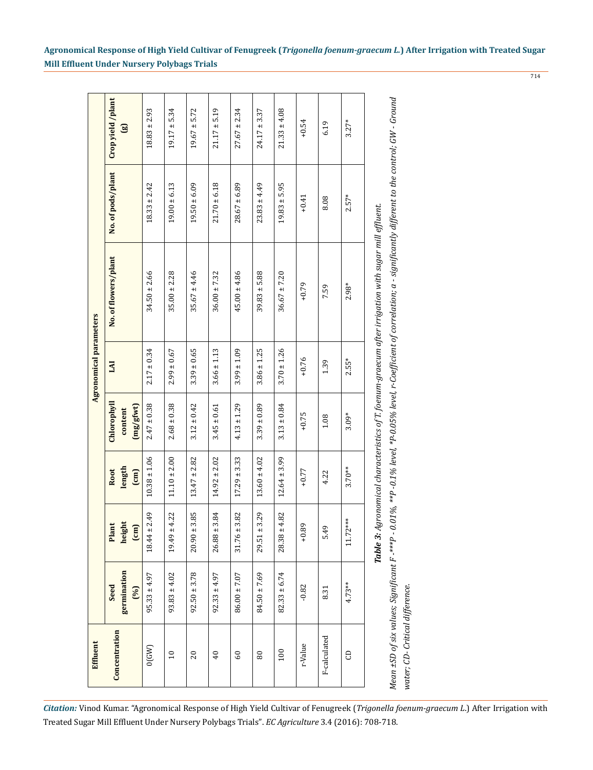| Effluent | Agronomical parameters | | | | | | | |
|---|---|---|---|---|---|---|---|---|
| Concentration | Seed germination (%) | Plant height (cm) | Root length (cm) | Chlorophyll content (mg/gfwt) | LAI | No. of flowers/plant | No. of pods/plant | Crop yield /plant (g) |
| 0(GW) | 95.33 ± 4.97 | 18.44 ± 2.49 | 10.38 ± 1.06 | 2.47 ± 0.38 | 2.17 ± 0.34 | 34.50 ± 2.66 | 18.33 ± 2.42 | 18.83 ± 2.93 |
| 10 | 93.83 ± 4.02 | 19.49 ± 4.22 | 11.10 ± 2.00 | 2.68 ± 0.38 | 2.99 ± 0.67 | 35.00 ± 2.28 | 19.00 ± 6.13 | 19.17 ± 5.34 |
| 20 | 92.50 ± 3.78 | 20.90 ± 3.85 | 13.47 ± 2.82 | 3.12 ± 0.42 | 3.39 ± 0.65 | 35.67 ± 4.46 | 19.50 ± 6.09 | 19.67 ± 5.72 |
| 40 | 92.33 ± 4.97 | 26.88 ± 3.84 | 14.92 ± 2.02 | 3.45 ± 0.61 | 3.66 ± 1.13 | 36.00 ± 7.32 | 21.70 ± 6.18 | 21.17 ± 5.19 |
| 60 | 86.00 ± 7.07 | 31.76 ± 3.82 | 17.29 ± 3.33 | 4.13 ± 1.29 | 3.99 ± 1.09 | 45.00 ± 4.86 | 28.67 ± 6.89 | 27.67 ± 2.34 |
| 80 | 84.50 ± 7.69 | 29.51 ± 3.29 | 13.60 ± 4.02 | 3.39 ± 0.89 | 3.86 ± 1.25 | 39.83 ± 5.88 | 23.83 ± 4.49 | 24.17 ± 3.37 |
| 100 | 82.33 ± 6.74 | 28.38 ± 4.82 | 12.64 ± 3.99 | 3.13 ± 0.84 | 3.70 ± 1.26 | 36.67 ± 7.20 | 19.83 ± 5.95 | 21.33 ± 4.08 |
| r-Value | -0.82 | +0.89 | +0.77 | +0.75 | +0.76 | +0.79 | +0.41 | +0.54 |
| F-calculated | 8.31 | 5.49 | 4.22 | 1.08 | 1.39 | 7.59 | 8.08 | 6.19 |
| CD | 4.73** | 11.72*** | 3.70** | 3.09* | 2.55* | 2.98* | 2.57* | 3.27* |

***Table 3:*** *Agronomical characteristics of T. foenum-graecum after irrigation with sugar mill effluent.*

*Mean ±SD of six values; Significant F -***P - 0.01%, **P -0.1% level, *P-0.05% level, r-Coefficient of correlation; a - significantly different to the control; GW - Ground water; CD- Critical difference.*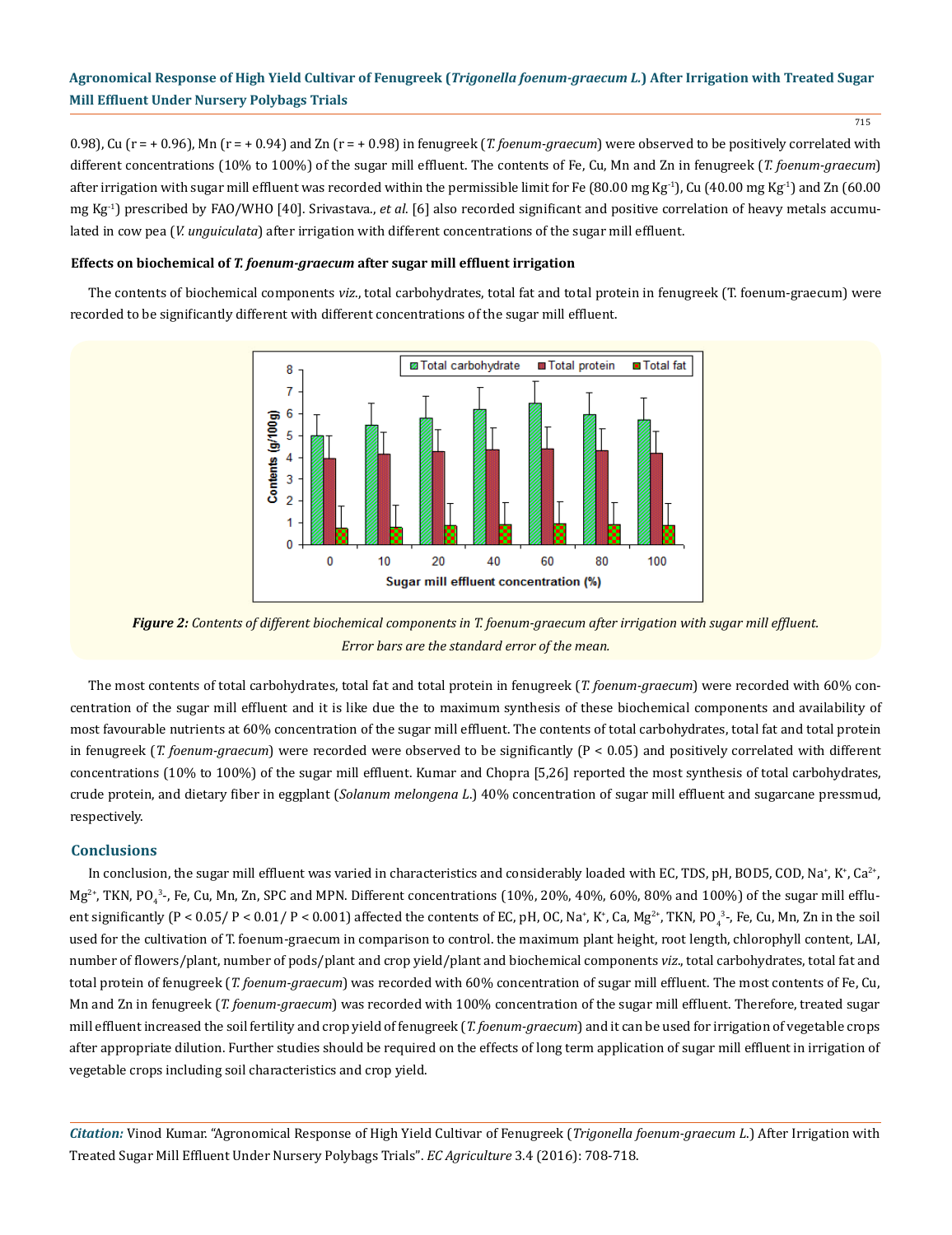0.98), Cu (r = + 0.96), Mn (r = + 0.94) and Zn (r = + 0.98) in fenugreek (*T. foenum-graecum*) were observed to be positively correlated with different concentrations (10% to 100%) of the sugar mill effluent. The contents of Fe, Cu, Mn and Zn in fenugreek (*T. foenum-graecum*) after irrigation with sugar mill effluent was recorded within the permissible limit for Fe (80.00 mg $Kg^{-1}$), Cu (40.00 mg $Kg^{-1}$) and Zn (60.00 mg $Kg^{-1}$) prescribed by FAO/WHO [40]. Srivastava., *et al*. [6] also recorded significant and positive correlation of heavy metals accumulated in cow pea (*V. unguiculata*) after irrigation with different concentrations of the sugar mill effluent.

### Effects on biochemical of *T. foenum-graecum* after sugar mill effluent irrigation

The contents of biochemical components *viz*., total carbohydrates, total fat and total protein in fenugreek (T. foenum-graecum) were recorded to be significantly different with different concentrations of the sugar mill effluent.

***Figure 2:*** *Contents of different biochemical components in T. foenum-graecum after irrigation with sugar mill effluent. Error bars are the standard error of the mean.*

The most contents of total carbohydrates, total fat and total protein in fenugreek (*T. foenum-graecum*) were recorded with 60% concentration of the sugar mill effluent and it is like due the to maximum synthesis of these biochemical components and availability of most favourable nutrients at 60% concentration of the sugar mill effluent. The contents of total carbohydrates, total fat and total protein in fenugreek (*T. foenum-graecum*) were recorded were observed to be significantly ($P < 0.05$) and positively correlated with different concentrations (10% to 100%) of the sugar mill effluent. Kumar and Chopra [5,26] reported the most synthesis of total carbohydrates, crude protein, and dietary fiber in eggplant (*Solanum melongena L.*) 40% concentration of sugar mill effluent and sugarcane pressmud, respectively.

## Conclusions

In conclusion, the sugar mill effluent was varied in characteristics and considerably loaded with EC, TDS, pH, BOD5, COD, $Na^+$, $K^+$, $Ca^{2+}$, $Mg^{2+}$, TKN, $PO_4^{3-}$, Fe, Cu, Mn, Zn, SPC and MPN. Different concentrations (10%, 20%, 40%, 60%, 80% and 100%) of the sugar mill effluent significantly ($P < 0.05$/ $P < 0.01$/ $P < 0.001$) affected the contents of EC, pH, OC, $Na^+$, $K^+$, Ca, $Mg^{2+}$, TKN, $PO_4^{3-}$, Fe, Cu, Mn, Zn in the soil used for the cultivation of T. foenum-graecum in comparison to control. the maximum plant height, root length, chlorophyll content, LAI, number of flowers/plant, number of pods/plant and crop yield/plant and biochemical components *viz*., total carbohydrates, total fat and total protein of fenugreek (*T. foenum-graecum*) was recorded with 60% concentration of sugar mill effluent. The most contents of Fe, Cu, Mn and Zn in fenugreek (*T. foenum-graecum*) was recorded with 100% concentration of the sugar mill effluent. Therefore, treated sugar mill effluent increased the soil fertility and crop yield of fenugreek (*T. foenum-graecum*) and it can be used for irrigation of vegetable crops after appropriate dilution. Further studies should be required on the effects of long term application of sugar mill effluent in irrigation of vegetable crops including soil characteristics and crop yield.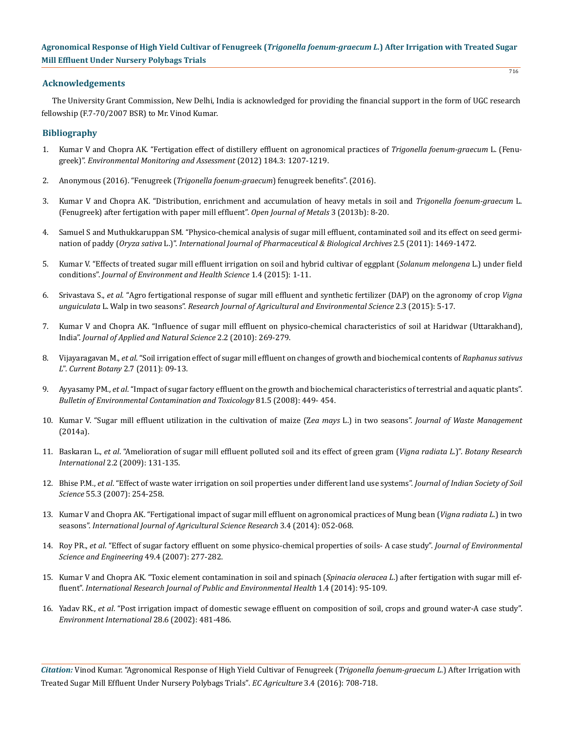## Acknowledgements

The University Grant Commission, New Delhi, India is acknowledged for providing the financial support in the form of UGC research fellowship (F.7-70/2007 BSR) to Mr. Vinod Kumar.

## Bibliography

1. Kumar V and Chopra AK. "Fertigation effect of distillery effluent on agronomical practices of *Trigonella foenum-graecum* L. (Fenugreek)". *Environmental Monitoring and Assessment* (2012) 184.3: 1207-1219.
2. Anonymous (2016). "Fenugreek (*Trigonella foenum-graecum*) fenugreek benefits". (2016).
3. Kumar V and Chopra AK. "Distribution, enrichment and accumulation of heavy metals in soil and *Trigonella foenum-graecum* L. (Fenugreek) after fertigation with paper mill effluent". *Open Journal of Metals* 3 (2013b): 8-20.
4. Samuel S and Muthukkaruppan SM. "Physico-chemical analysis of sugar mill effluent, contaminated soil and its effect on seed germination of paddy (*Oryza sativa* L.)". *International Journal of Pharmaceutical & Biological Archives* 2.5 (2011): 1469-1472.
5. Kumar V. "Effects of treated sugar mill effluent irrigation on soil and hybrid cultivar of eggplant (*Solanum melongena* L.) under field conditions". *Journal of Environment and Health Science* 1.4 (2015): 1-11.
6. Srivastava S., *et al.* "Agro fertigational response of sugar mill effluent and synthetic fertilizer (DAP) on the agronomy of crop *Vigna unguiculata* L. Walp in two seasons". *Research Journal of Agricultural and Environmental Science* 2.3 (2015): 5-17.
7. Kumar V and Chopra AK. "Influence of sugar mill effluent on physico-chemical characteristics of soil at Haridwar (Uttarakhand), India". *Journal of Applied and Natural Science* 2.2 (2010): 269-279.
8. Vijayaragavan M., *et al*. "Soil irrigation effect of sugar mill effluent on changes of growth and biochemical contents of *Raphanus sativus L*". *Current Botany* 2.7 (2011): 09-13.
9. Ayyasamy PM., *et al*. "Impact of sugar factory effluent on the growth and biochemical characteristics of terrestrial and aquatic plants". *Bulletin of Environmental Contamination and Toxicology* 81.5 (2008): 449- 454.
10. Kumar V. "Sugar mill effluent utilization in the cultivation of maize (Z*ea mays* L.) in two seasons". *Journal of Waste Management* (2014a).
11. Baskaran L., *et al*. "Amelioration of sugar mill effluent polluted soil and its effect of green gram (*Vigna radiata L.*)". *Botany Research International* 2.2 (2009): 131-135.
12. Bhise P.M., *et al*. "Effect of waste water irrigation on soil properties under different land use systems". *Journal of Indian Society of Soil Science* 55.3 (2007): 254-258.
13. Kumar V and Chopra AK. "Fertigational impact of sugar mill effluent on agronomical practices of Mung bean (*Vigna radiata L.*) in two seasons". *International Journal of Agricultural Science Research* 3.4 (2014): 052-068.
14. Roy PR., *et al*. "Effect of sugar factory effluent on some physico-chemical properties of soils- A case study". *Journal of Environmental Science and Engineering* 49.4 (2007): 277-282.
15. Kumar V and Chopra AK. "Toxic element contamination in soil and spinach (*Spinacia oleracea L.*) after fertigation with sugar mill effluent". *International Research Journal of Public and Environmental Health* 1.4 (2014): 95-109.
16. Yadav RK., *et al*. "Post irrigation impact of domestic sewage effluent on composition of soil, crops and ground water-A case study". *Environment International* 28.6 (2002): 481-486.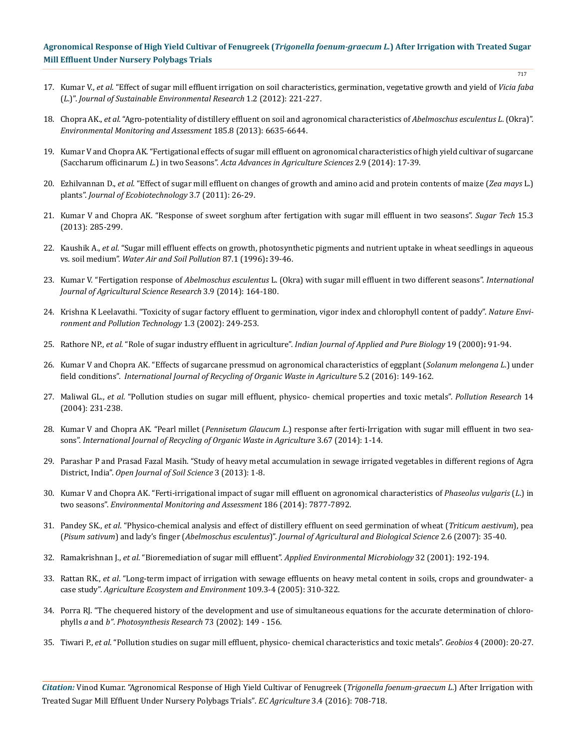17. Kumar V., *et al*. "Effect of sugar mill effluent irrigation on soil characteristics, germination, vegetative growth and yield of *Vicia faba* (*L*.)". *Journal of Sustainable Environmental Research* 1.2 (2012): 221-227.

18. Chopra AK., *et al*. "Agro-potentiality of distillery effluent on soil and agronomical characteristics of *Abelmoschus esculentus L*. (Okra)". *Environmental Monitoring and Assessment* 185.8 (2013): 6635-6644.

19. Kumar V and Chopra AK. "Fertigational effects of sugar mill effluent on agronomical characteristics of high yield cultivar of sugarcane (Saccharum officinarum *L*.) in two Seasons". *Acta Advances in Agriculture Sciences* 2.9 (2014): 17-39.

20. Ezhilvannan D., *et al*. "Effect of sugar mill effluent on changes of growth and amino acid and protein contents of maize (*Zea mays* L.) plants". *Journal of Ecobiotechnology* 3.7 (2011): 26-29.

21. Kumar V and Chopra AK. "Response of sweet sorghum after fertigation with sugar mill effluent in two seasons". *Sugar Tech* 15.3 (2013): 285-299.

22. Kaushik A., *et al*. "Sugar mill effluent effects on growth, photosynthetic pigments and nutrient uptake in wheat seedlings in aqueous vs. soil medium". *Water Air and Soil Pollution* 87.1 (1996)**:** 39-46.

23. Kumar V. "Fertigation response of *Abelmoschus esculentus* L. (Okra) with sugar mill effluent in two different seasons". *International Journal of Agricultural Science Research* 3.9 (2014): 164-180.

24. Krishna K Leelavathi. "Toxicity of sugar factory effluent to germination, vigor index and chlorophyll content of paddy". *Nature Environment and Pollution Technology* 1.3 (2002): 249-253.

25. Rathore NP., *et al*. "Role of sugar industry effluent in agriculture". *Indian Journal of Applied and Pure Biology* 19 (2000)**:** 91-94.

26. Kumar V and Chopra AK. "Effects of sugarcane pressmud on agronomical characteristics of eggplant (*Solanum melongena L*.) under field conditions". *International Journal of Recycling of Organic Waste in Agriculture* 5.2 (2016): 149-162.

27. Maliwal GL., *et al*. "Pollution studies on sugar mill effluent, physico- chemical properties and toxic metals". *Pollution Research* 14 (2004): 231-238.

28. Kumar V and Chopra AK. "Pearl millet (*Pennisetum Glaucum L*.) response after ferti-Irrigation with sugar mill effluent in two seasons". *International Journal of Recycling of Organic Waste in Agriculture* 3.67 (2014): 1-14.

29. Parashar P and Prasad Fazal Masih. "Study of heavy metal accumulation in sewage irrigated vegetables in different regions of Agra District, India". *Open Journal of Soil Science* 3 (2013): 1-8.

30. Kumar V and Chopra AK. "Ferti-irrigational impact of sugar mill effluent on agronomical characteristics of *Phaseolus vulgaris* (*L*.) in two seasons". *Environmental Monitoring and Assessment* 186 (2014): 7877-7892.

31. Pandey SK., *et al*. "Physico-chemical analysis and effect of distillery effluent on seed germination of wheat (*Triticum aestivum*), pea (*Pisum sativum*) and lady's finger (*Abelmoschus esculentus*)". *Journal of Agricultural and Biological Science* 2.6 (2007): 35-40.

32. Ramakrishnan J., *et al*. "Bioremediation of sugar mill effluent". *Applied Environmental Microbiology* 32 (2001): 192-194.

33. Rattan RK., *et al*. "Long-term impact of irrigation with sewage effluents on heavy metal content in soils, crops and groundwater- a case study". *Agriculture Ecosystem and Environment* 109.3-4 (2005): 310-322.

34. Porra RJ. "The chequered history of the development and use of simultaneous equations for the accurate determination of chlorophylls *a* and *b". Photosynthesis Research* 73 (2002): 149 - 156.

35. Tiwari P., *et al*. "Pollution studies on sugar mill effluent, physico- chemical characteristics and toxic metals". *Geobios* 4 (2000): 20-27.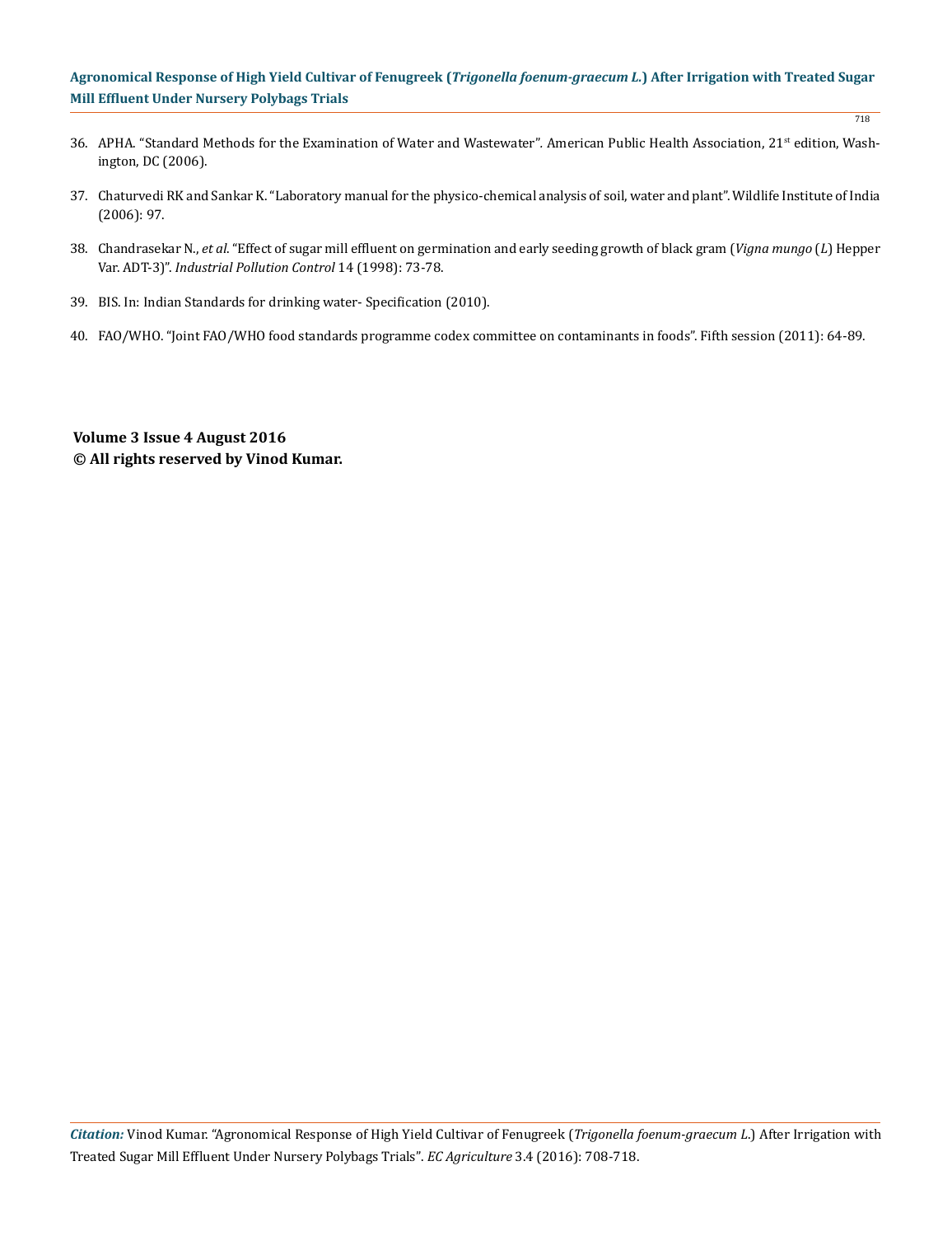36. APHA. "Standard Methods for the Examination of Water and Wastewater". American Public Health Association, 21[st] edition, Washington, DC (2006).

37. Chaturvedi RK and Sankar K. "Laboratory manual for the physico-chemical analysis of soil, water and plant". Wildlife Institute of India (2006): 97.

38. Chandrasekar N., *et al*. "Effect of sugar mill effluent on germination and early seeding growth of black gram (*Vigna mungo* (*L*) Hepper Var. ADT-3)". *Industrial Pollution Control* 14 (1998): 73-78.

39. BIS. In: Indian Standards for drinking water- Specification (2010).

40. FAO/WHO. "Joint FAO/WHO food standards programme codex committee on contaminants in foods". Fifth session (2011): 64-89.

**Volume 3 Issue 4 August 2016**
**© All rights reserved by Vinod Kumar.**